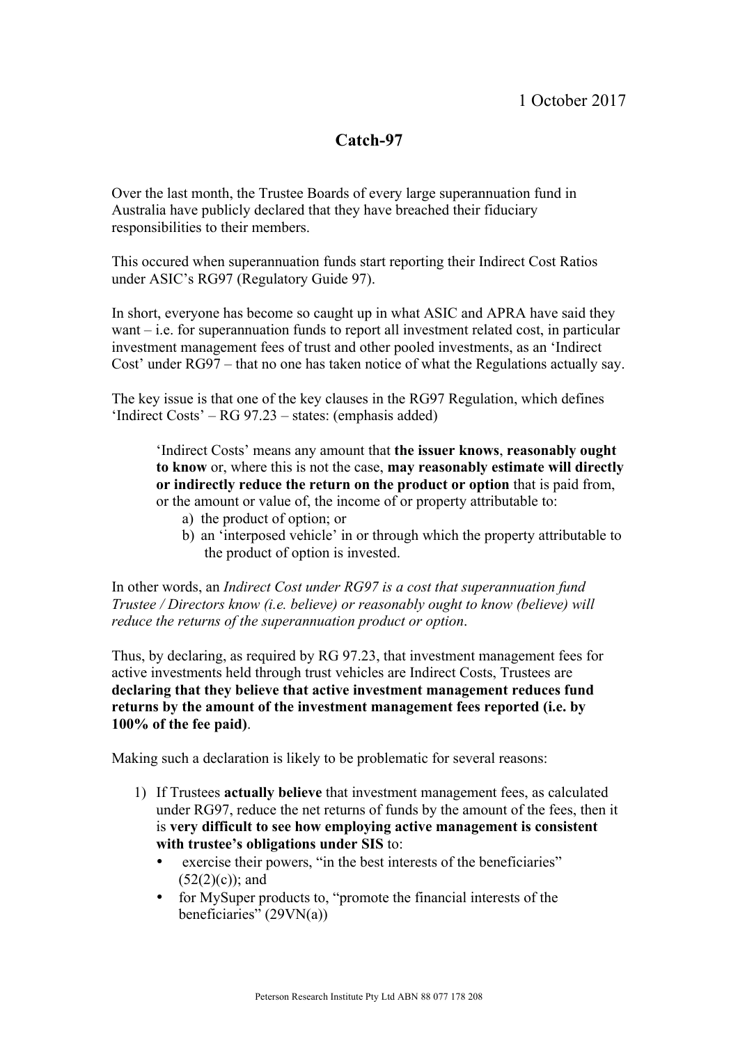1 October 2017

# Catch-97

Over the last month, the Trustee Boards of every large superannuation fund in Australia have publicly declared that they have breached their fiduciary responsibilities to their members.

This occured when superannuation funds start reporting their Indirect Cost Ratios under ASIC's RG97 (Regulatory Guide 97).

In short, everyone has become so caught up in what ASIC and APRA have said they want – i.e. for superannuation funds to report all investment related cost, in particular investment management fees of trust and other pooled investments, as an 'Indirect Cost' under RG97 – that no one has taken notice of what the Regulations actually say.

The key issue is that one of the key clauses in the RG97 Regulation, which defines 'Indirect Costs' – RG 97.23 – states: (emphasis added)

> 'Indirect Costs' means any amount that **the issuer knows**, **reasonably ought to know** or, where this is not the case, **may reasonably estimate will directly or indirectly reduce the return on the product or option** that is paid from, or the amount or value of, the income of or property attributable to:
>
> a) the product of option; or
> b) an 'interposed vehicle' in or through which the property attributable to the product of option is invested.

In other words, an *Indirect Cost under RG97 is a cost that superannuation fund Trustee / Directors know (i.e. believe) or reasonably ought to know (believe) will reduce the returns of the superannuation product or option*.

Thus, by declaring, as required by RG 97.23, that investment management fees for active investments held through trust vehicles are Indirect Costs, Trustees are **declaring that they believe that active investment management reduces fund returns by the amount of the investment management fees reported (i.e. by 100% of the fee paid)**.

Making such a declaration is likely to be problematic for several reasons:

1) If Trustees **actually believe** that investment management fees, as calculated under RG97, reduce the net returns of funds by the amount of the fees, then it is **very difficult to see how employing active management is consistent with trustee's obligations under SIS** to:
   - exercise their powers, "in the best interests of the beneficiaries" (52(2)(c)); and
   - for MySuper products to, "promote the financial interests of the beneficiaries" (29VN(a))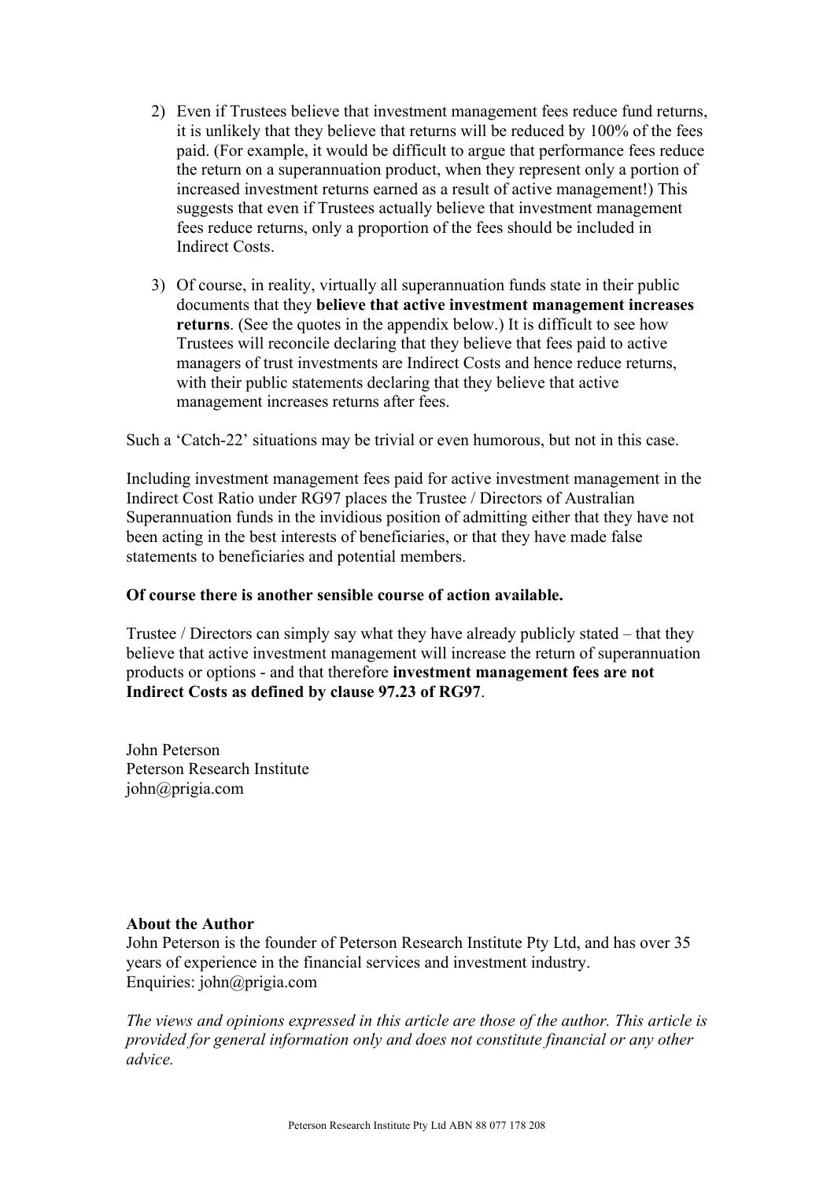2) Even if Trustees believe that investment management fees reduce fund returns, it is unlikely that they believe that returns will be reduced by 100% of the fees paid. (For example, it would be difficult to argue that performance fees reduce the return on a superannuation product, when they represent only a portion of increased investment returns earned as a result of active management!) This suggests that even if Trustees actually believe that investment management fees reduce returns, only a proportion of the fees should be included in Indirect Costs.

3) Of course, in reality, virtually all superannuation funds state in their public documents that they **believe that active investment management increases returns**. (See the quotes in the appendix below.) It is difficult to see how Trustees will reconcile declaring that they believe that fees paid to active managers of trust investments are Indirect Costs and hence reduce returns, with their public statements declaring that they believe that active management increases returns after fees.

Such a 'Catch-22' situations may be trivial or even humorous, but not in this case.

Including investment management fees paid for active investment management in the Indirect Cost Ratio under RG97 places the Trustee / Directors of Australian Superannuation funds in the invidious position of admitting either that they have not been acting in the best interests of beneficiaries, or that they have made false statements to beneficiaries and potential members.

**Of course there is another sensible course of action available.**

Trustee / Directors can simply say what they have already publicly stated – that they believe that active investment management will increase the return of superannuation products or options - and that therefore **investment management fees are not Indirect Costs as defined by clause 97.23 of RG97**.

John Peterson
Peterson Research Institute
john@prigia.com

**About the Author**
John Peterson is the founder of Peterson Research Institute Pty Ltd, and has over 35 years of experience in the financial services and investment industry.
Enquiries: john@prigia.com

*The views and opinions expressed in this article are those of the author. This article is provided for general information only and does not constitute financial or any other advice.*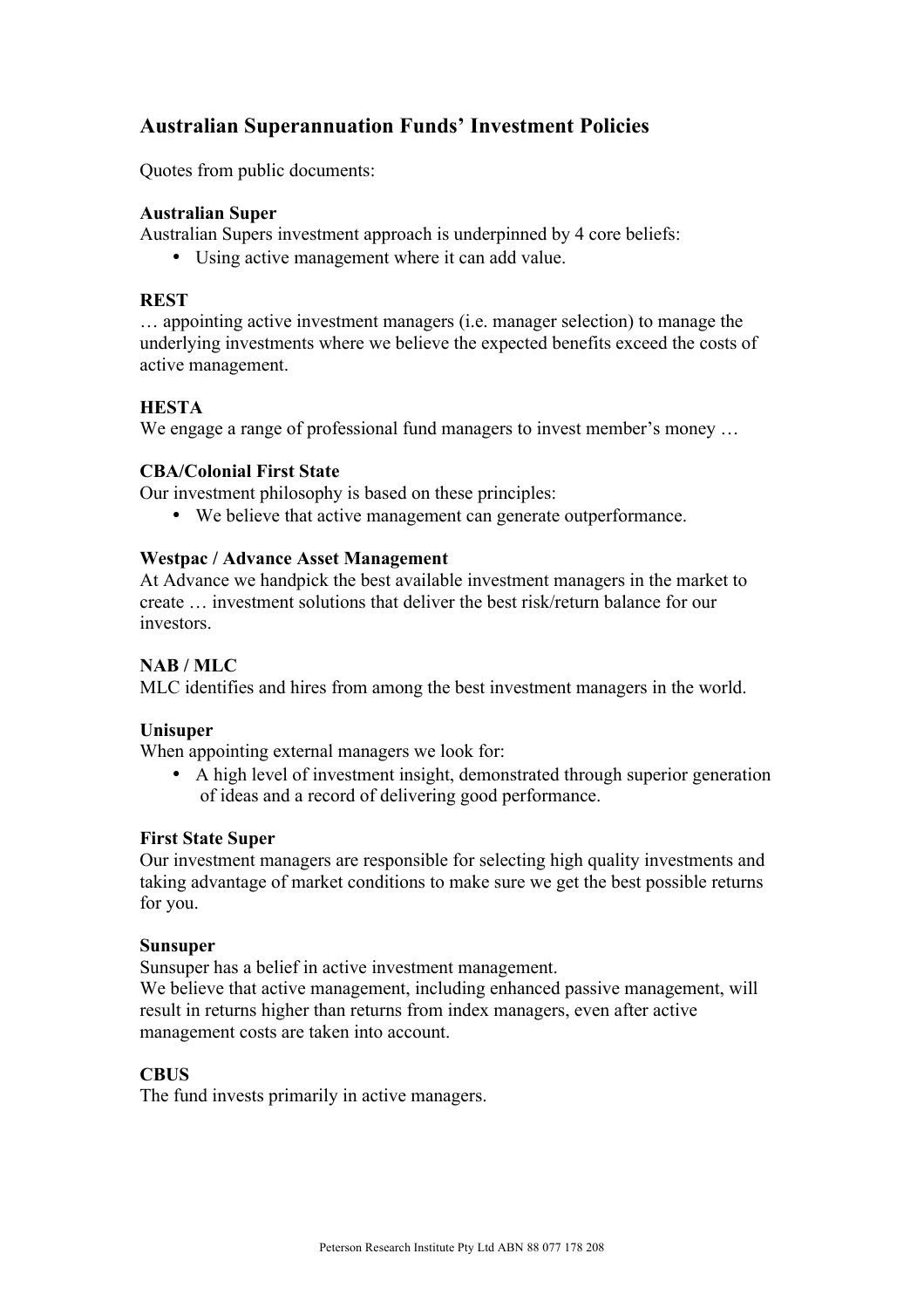## Australian Superannuation Funds' Investment Policies

Quotes from public documents:

**Australian Super**
Australian Supers investment approach is underpinned by 4 core beliefs:

- Using active management where it can add value.

**REST**
… appointing active investment managers (i.e. manager selection) to manage the underlying investments where we believe the expected benefits exceed the costs of active management.

**HESTA**
We engage a range of professional fund managers to invest member's money …

**CBA/Colonial First State**
Our investment philosophy is based on these principles:

- We believe that active management can generate outperformance.

**Westpac / Advance Asset Management**
At Advance we handpick the best available investment managers in the market to create … investment solutions that deliver the best risk/return balance for our investors.

**NAB / MLC**
MLC identifies and hires from among the best investment managers in the world.

**Unisuper**
When appointing external managers we look for:

- A high level of investment insight, demonstrated through superior generation of ideas and a record of delivering good performance.

**First State Super**
Our investment managers are responsible for selecting high quality investments and taking advantage of market conditions to make sure we get the best possible returns for you.

**Sunsuper**
Sunsuper has a belief in active investment management.
We believe that active management, including enhanced passive management, will result in returns higher than returns from index managers, even after active management costs are taken into account.

**CBUS**
The fund invests primarily in active managers.